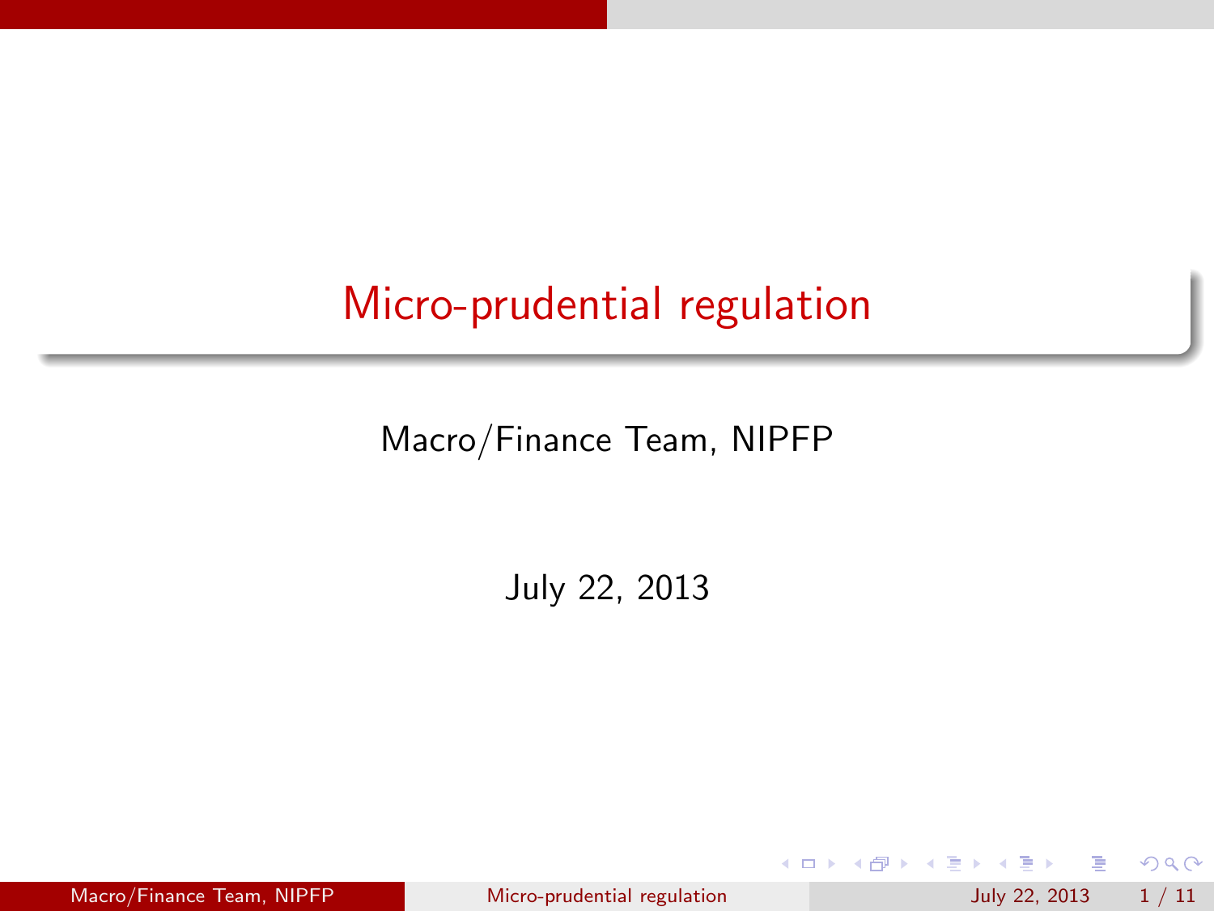# Micro-prudential regulation

Macro/Finance Team, NIPFP

July 22, 2013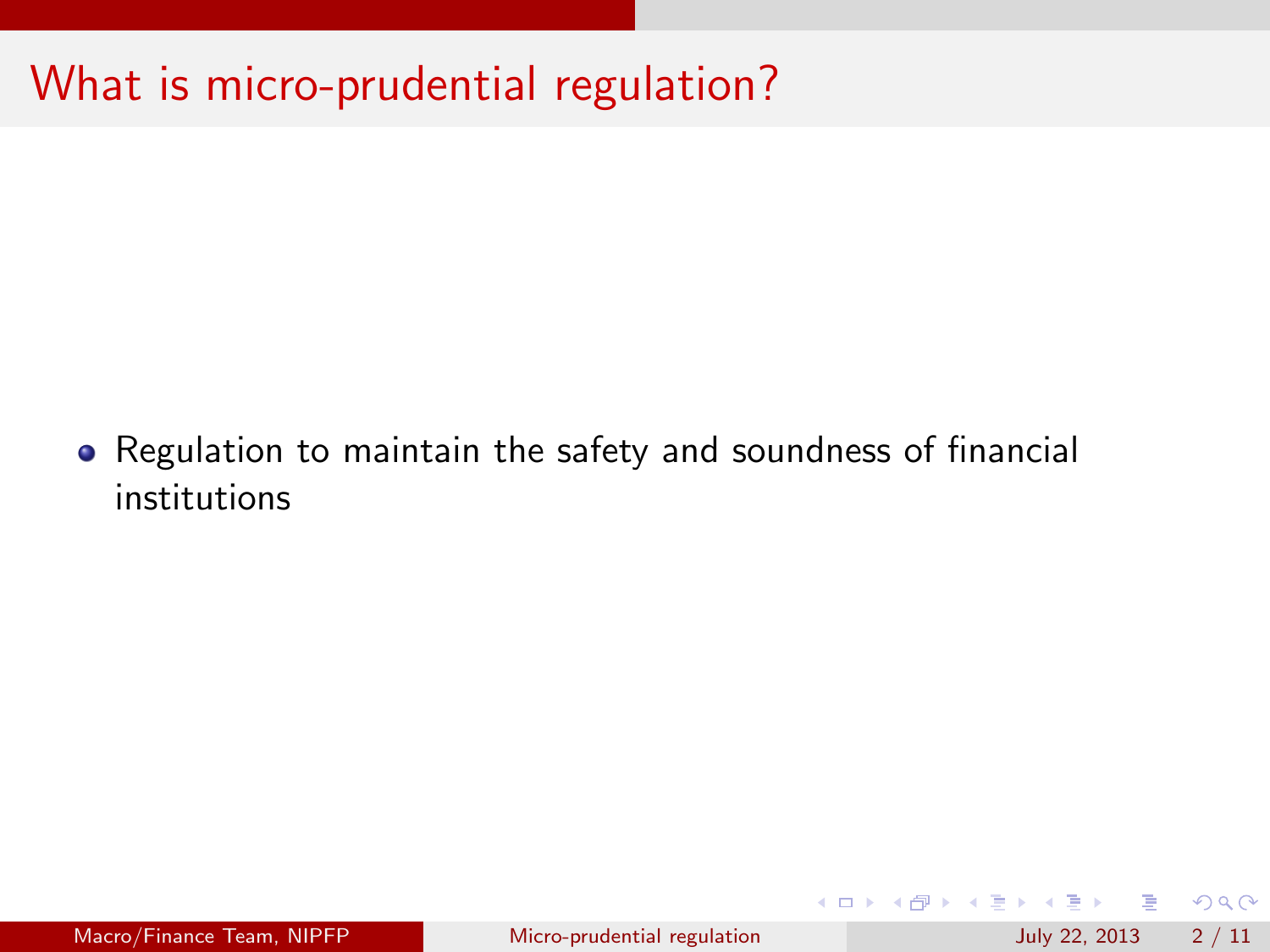# What is micro-prudential regulation?

- Regulation to maintain the safety and soundness of financial institutions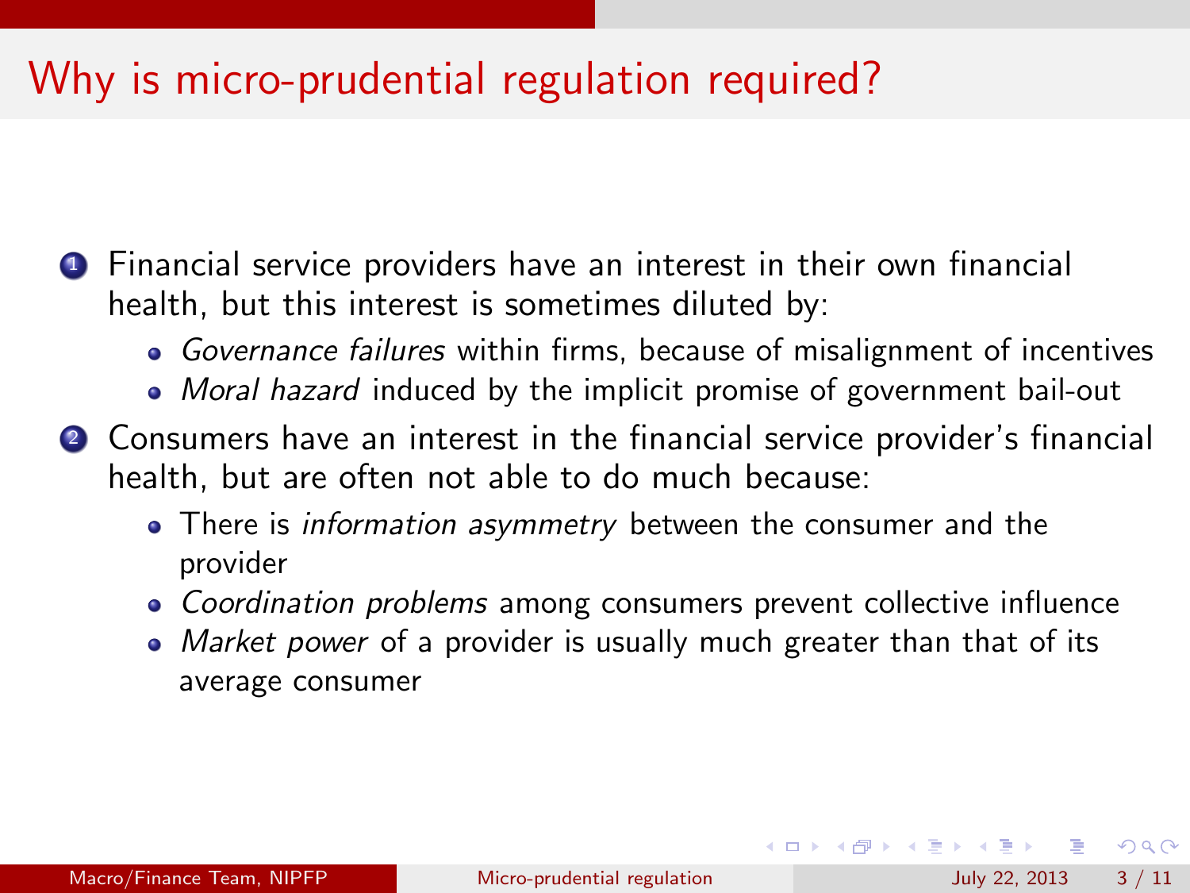# Why is micro-prudential regulation required?

1. Financial service providers have an interest in their own financial health, but this interest is sometimes diluted by:
   - *Governance failures* within firms, because of misalignment of incentives
   - *Moral hazard* induced by the implicit promise of government bail-out
2. Consumers have an interest in the financial service provider's financial health, but are often not able to do much because:
   - There is *information asymmetry* between the consumer and the provider
   - *Coordination problems* among consumers prevent collective influence
   - *Market power* of a provider is usually much greater than that of its average consumer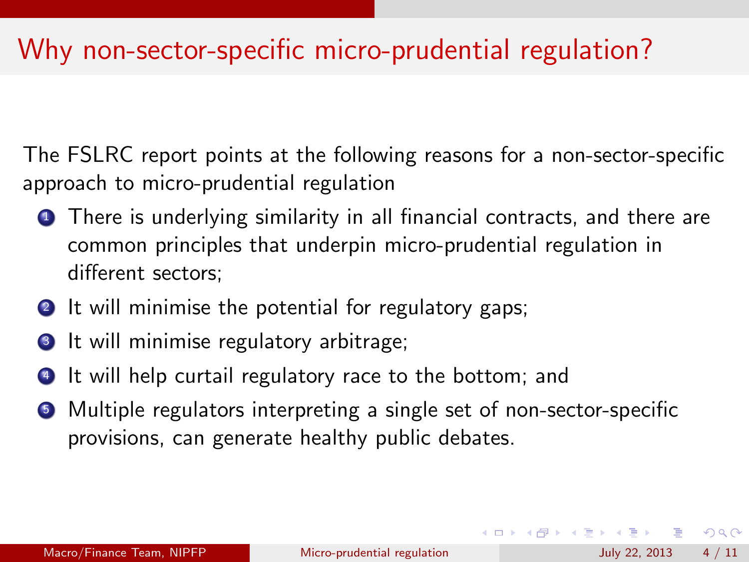# Why non-sector-specific micro-prudential regulation?

The FSLRC report points at the following reasons for a non-sector-specific approach to micro-prudential regulation

1. There is underlying similarity in all financial contracts, and there are common principles that underpin micro-prudential regulation in different sectors;
2. It will minimise the potential for regulatory gaps;
3. It will minimise regulatory arbitrage;
4. It will help curtail regulatory race to the bottom; and
5. Multiple regulators interpreting a single set of non-sector-specific provisions, can generate healthy public debates.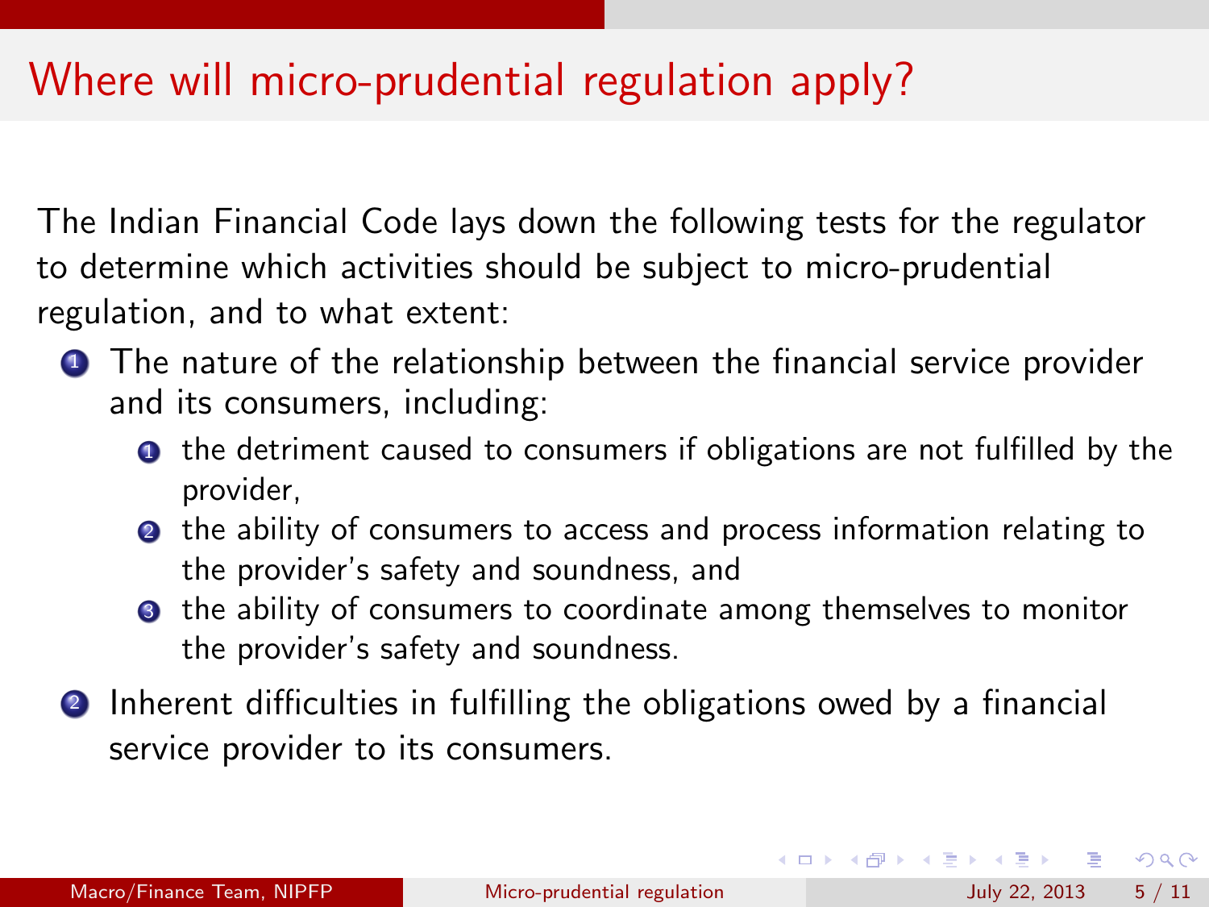# Where will micro-prudential regulation apply?

The Indian Financial Code lays down the following tests for the regulator to determine which activities should be subject to micro-prudential regulation, and to what extent:

1. The nature of the relationship between the financial service provider and its consumers, including:
    1. the detriment caused to consumers if obligations are not fulfilled by the provider,
    2. the ability of consumers to access and process information relating to the provider's safety and soundness, and
    3. the ability of consumers to coordinate among themselves to monitor the provider's safety and soundness.
2. Inherent difficulties in fulfilling the obligations owed by a financial service provider to its consumers.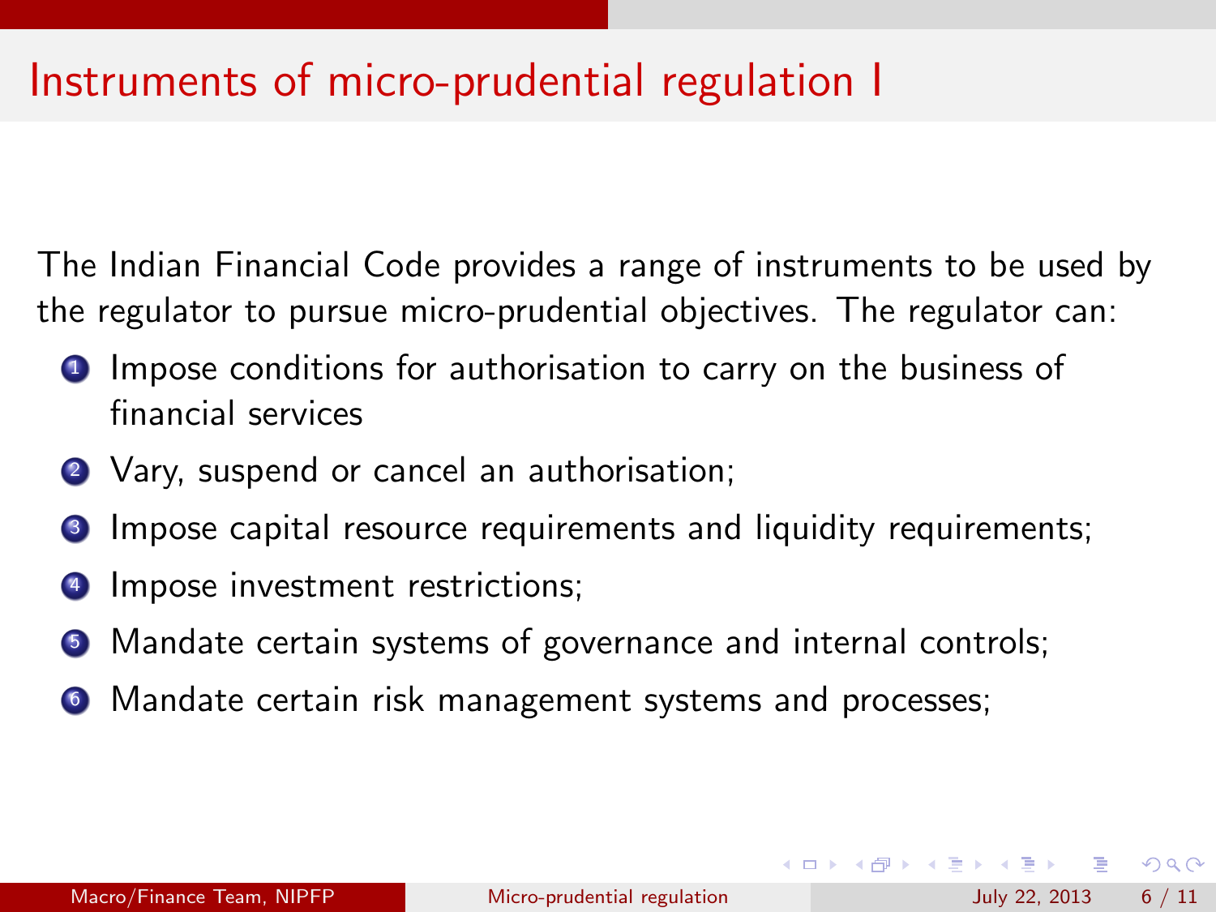# Instruments of micro-prudential regulation I

The Indian Financial Code provides a range of instruments to be used by the regulator to pursue micro-prudential objectives. The regulator can:

1. Impose conditions for authorisation to carry on the business of financial services
2. Vary, suspend or cancel an authorisation;
3. Impose capital resource requirements and liquidity requirements;
4. Impose investment restrictions;
5. Mandate certain systems of governance and internal controls;
6. Mandate certain risk management systems and processes;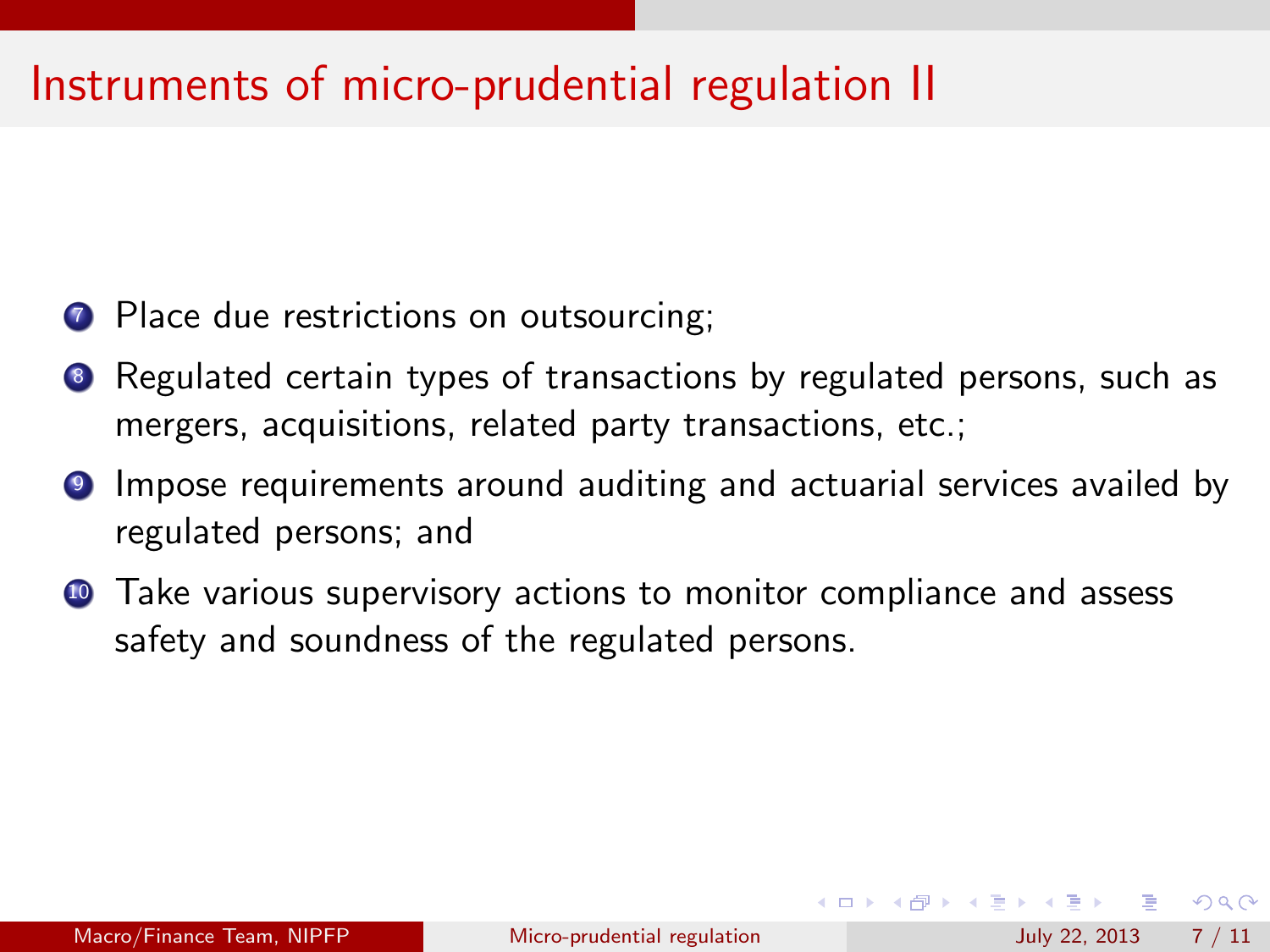# Instruments of micro-prudential regulation II

7. Place due restrictions on outsourcing;
8. Regulated certain types of transactions by regulated persons, such as mergers, acquisitions, related party transactions, etc.;
9. Impose requirements around auditing and actuarial services availed by regulated persons; and
10. Take various supervisory actions to monitor compliance and assess safety and soundness of the regulated persons.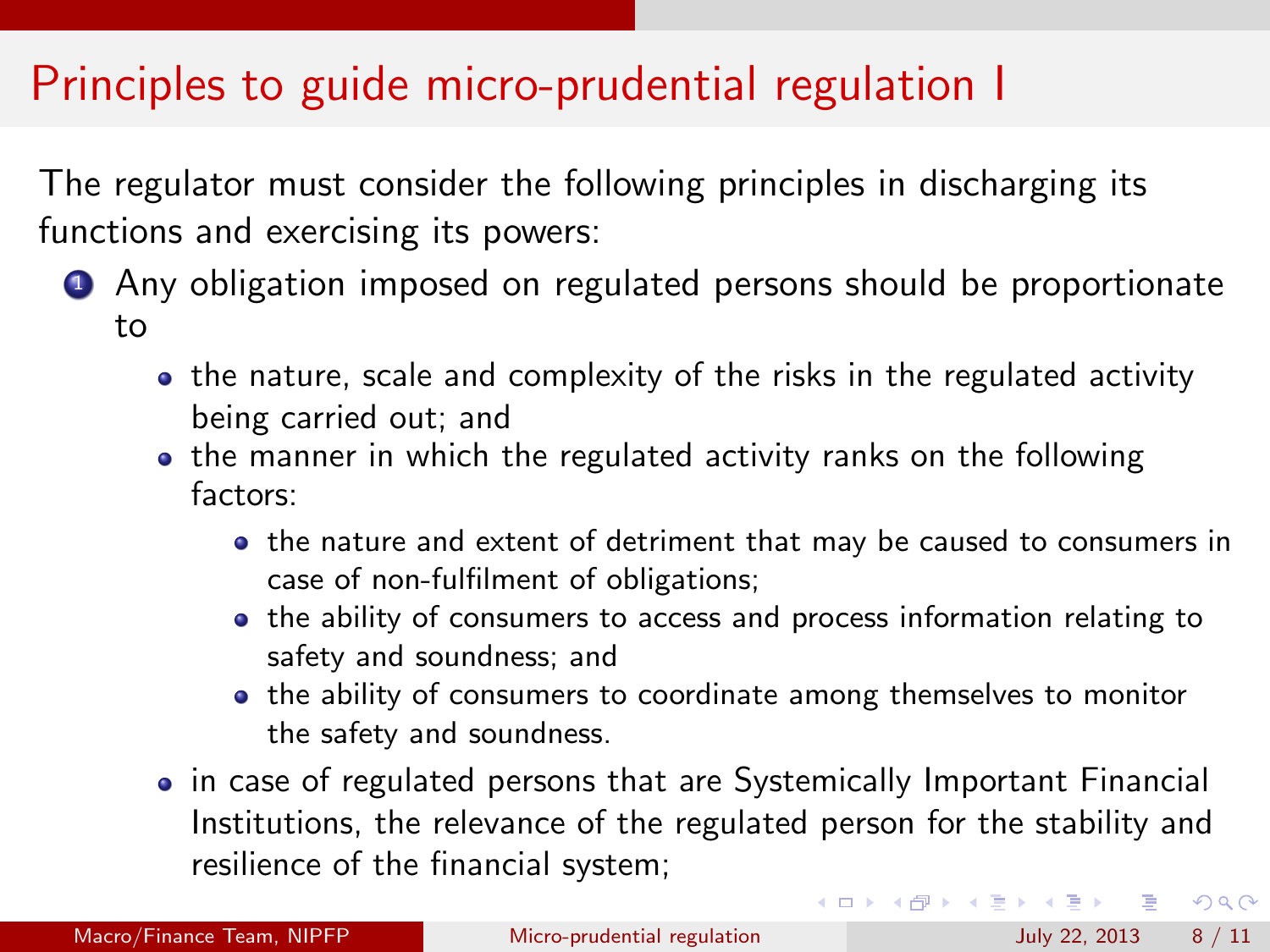# Principles to guide micro-prudential regulation I

The regulator must consider the following principles in discharging its functions and exercising its powers:

1. Any obligation imposed on regulated persons should be proportionate to
   - the nature, scale and complexity of the risks in the regulated activity being carried out; and
   - the manner in which the regulated activity ranks on the following factors:
     - the nature and extent of detriment that may be caused to consumers in case of non-fulfilment of obligations;
     - the ability of consumers to access and process information relating to safety and soundness; and
     - the ability of consumers to coordinate among themselves to monitor the safety and soundness.
   - in case of regulated persons that are Systemically Important Financial Institutions, the relevance of the regulated person for the stability and resilience of the financial system;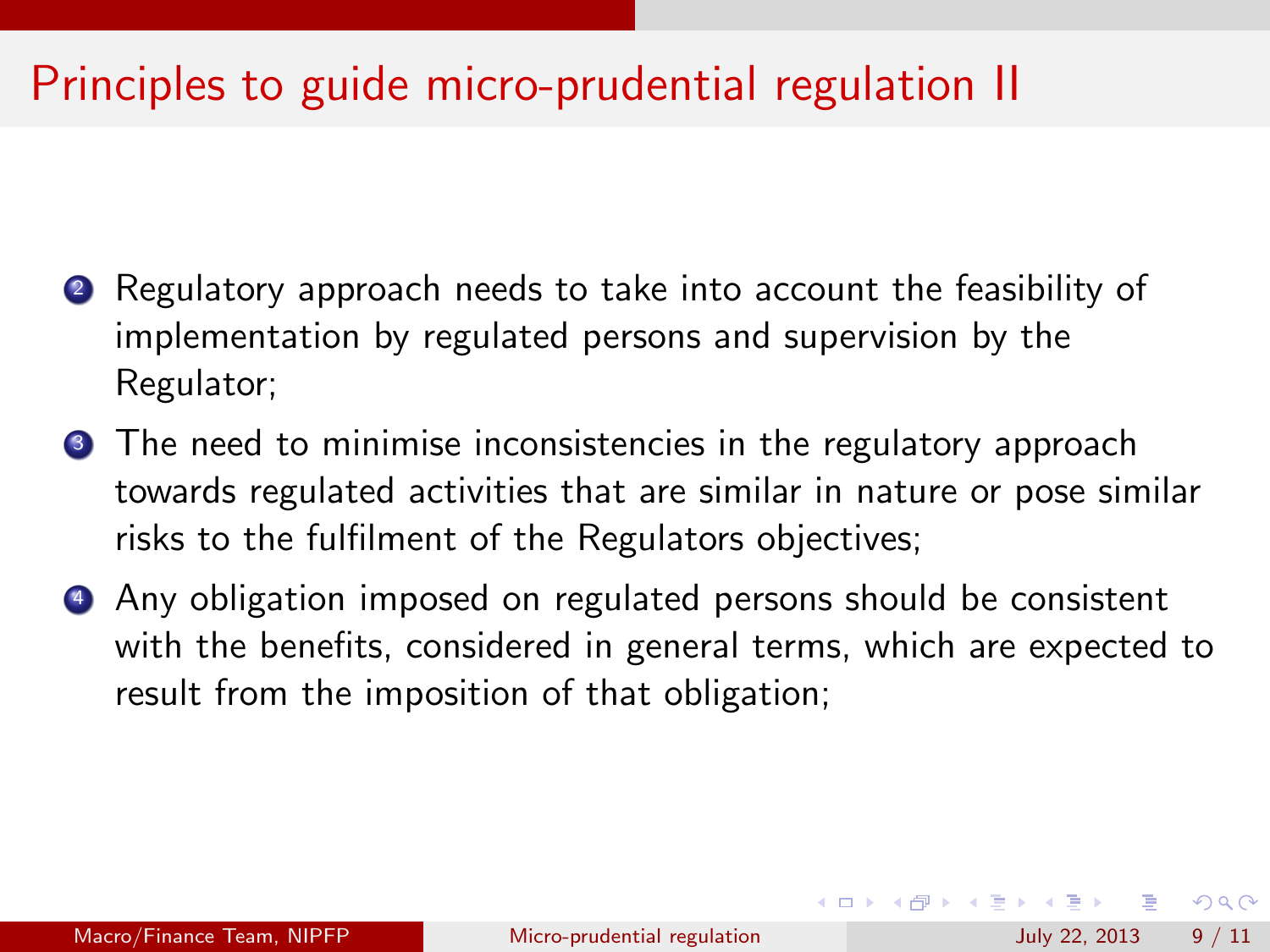# Principles to guide micro-prudential regulation II

2. Regulatory approach needs to take into account the feasibility of implementation by regulated persons and supervision by the Regulator;
3. The need to minimise inconsistencies in the regulatory approach towards regulated activities that are similar in nature or pose similar risks to the fulfilment of the Regulators objectives;
4. Any obligation imposed on regulated persons should be consistent with the benefits, considered in general terms, which are expected to result from the imposition of that obligation;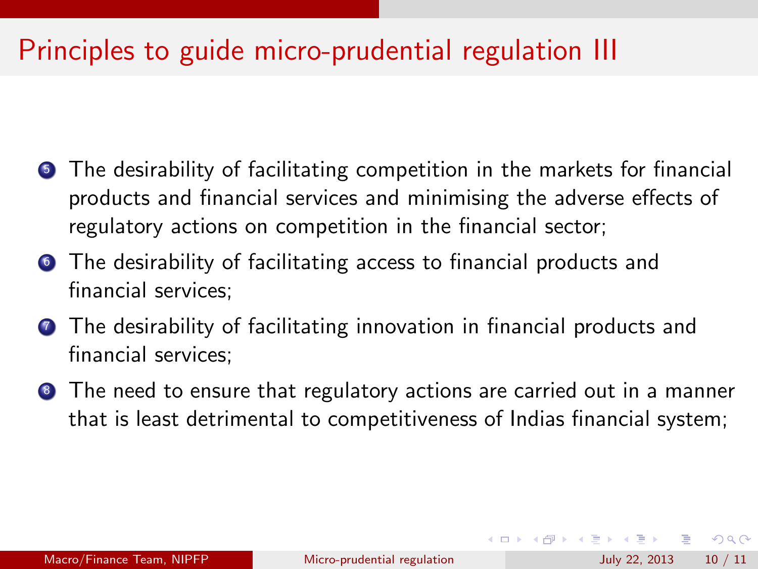# Principles to guide micro-prudential regulation III

5. The desirability of facilitating competition in the markets for financial products and financial services and minimising the adverse effects of regulatory actions on competition in the financial sector;
6. The desirability of facilitating access to financial products and financial services;
7. The desirability of facilitating innovation in financial products and financial services;
8. The need to ensure that regulatory actions are carried out in a manner that is least detrimental to competitiveness of Indias financial system;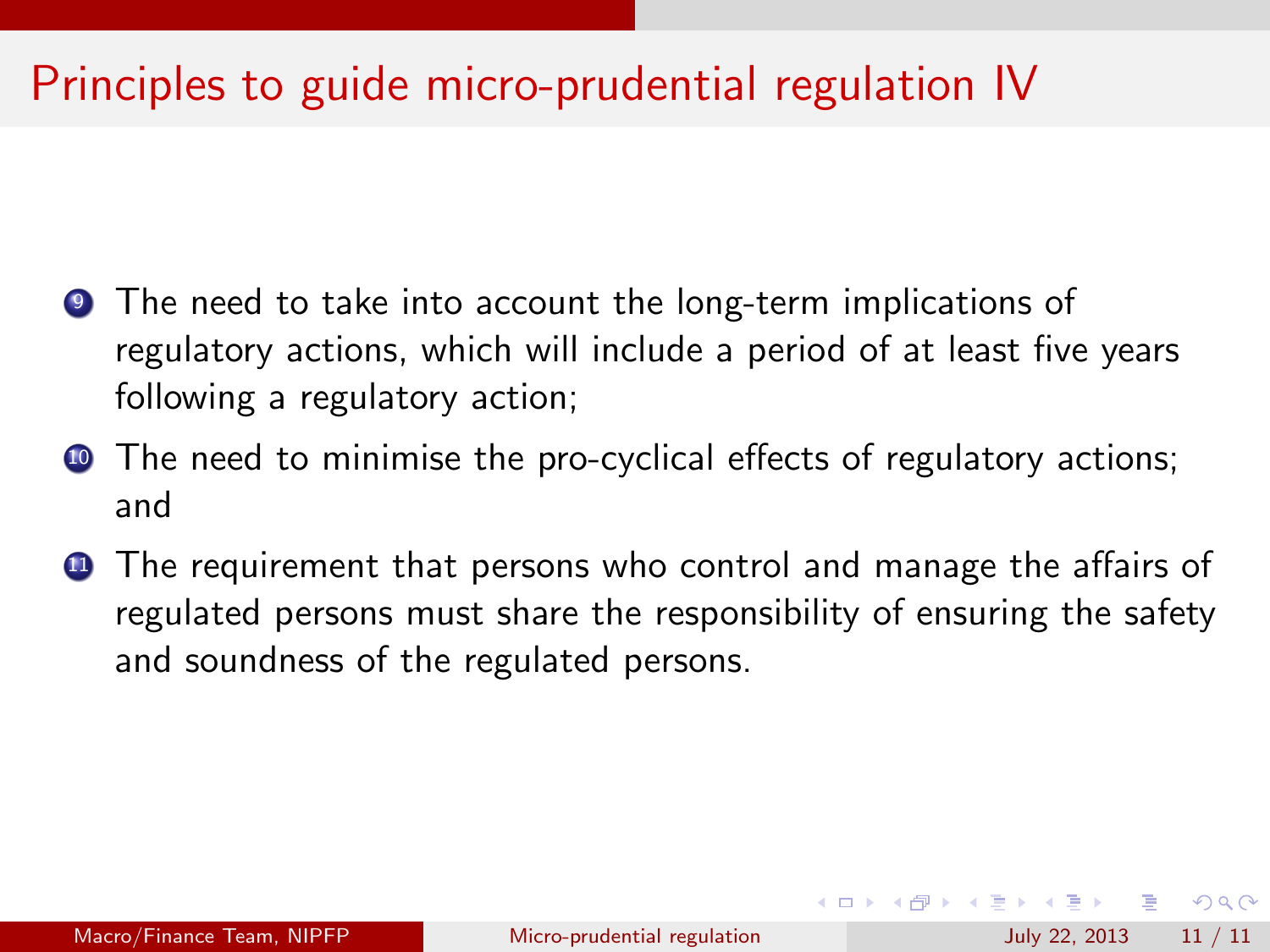# Principles to guide micro-prudential regulation IV

9. The need to take into account the long-term implications of regulatory actions, which will include a period of at least five years following a regulatory action;
10. The need to minimise the pro-cyclical effects of regulatory actions; and
11. The requirement that persons who control and manage the affairs of regulated persons must share the responsibility of ensuring the safety and soundness of the regulated persons.